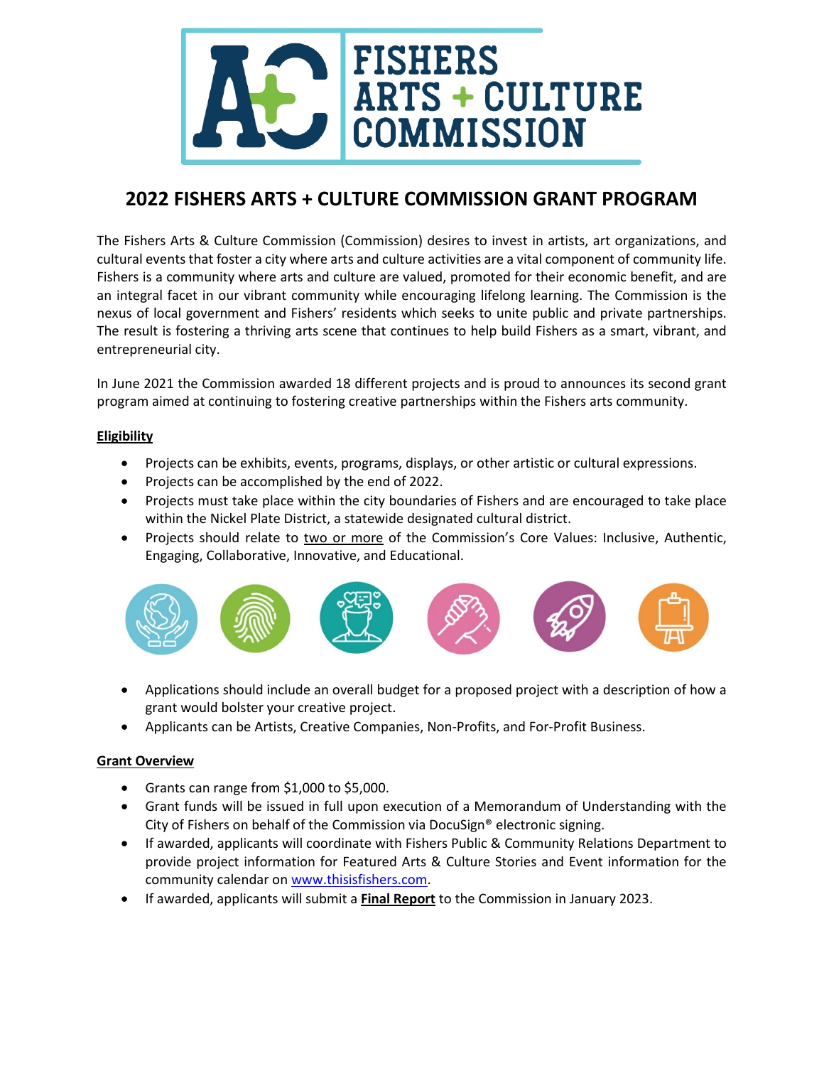# 2022 FISHERS ARTS + CULTURE COMMISSION GRANT PROGRAM

The Fishers Arts & Culture Commission (Commission) desires to invest in artists, art organizations, and cultural events that foster a city where arts and culture activities are a vital component of community life. Fishers is a community where arts and culture are valued, promoted for their economic benefit, and are an integral facet in our vibrant community while encouraging lifelong learning. The Commission is the nexus of local government and Fishers' residents which seeks to unite public and private partnerships. The result is fostering a thriving arts scene that continues to help build Fishers as a smart, vibrant, and entrepreneurial city.

In June 2021 the Commission awarded 18 different projects and is proud to announces its second grant program aimed at continuing to fostering creative partnerships within the Fishers arts community.

## Eligibility

- Projects can be exhibits, events, programs, displays, or other artistic or cultural expressions.
- Projects can be accomplished by the end of 2022.
- Projects must take place within the city boundaries of Fishers and are encouraged to take place within the Nickel Plate District, a statewide designated cultural district.
- Projects should relate to two or more of the Commission's Core Values: Inclusive, Authentic, Engaging, Collaborative, Innovative, and Educational.
- Applications should include an overall budget for a proposed project with a description of how a grant would bolster your creative project.
- Applicants can be Artists, Creative Companies, Non-Profits, and For-Profit Business.

## Grant Overview

- Grants can range from $1,000 to $5,000.
- Grant funds will be issued in full upon execution of a Memorandum of Understanding with the City of Fishers on behalf of the Commission via DocuSign® electronic signing.
- If awarded, applicants will coordinate with Fishers Public & Community Relations Department to provide project information for Featured Arts & Culture Stories and Event information for the community calendar on www.thisisfishers.com.
- If awarded, applicants will submit a **Final Report** to the Commission in January 2023.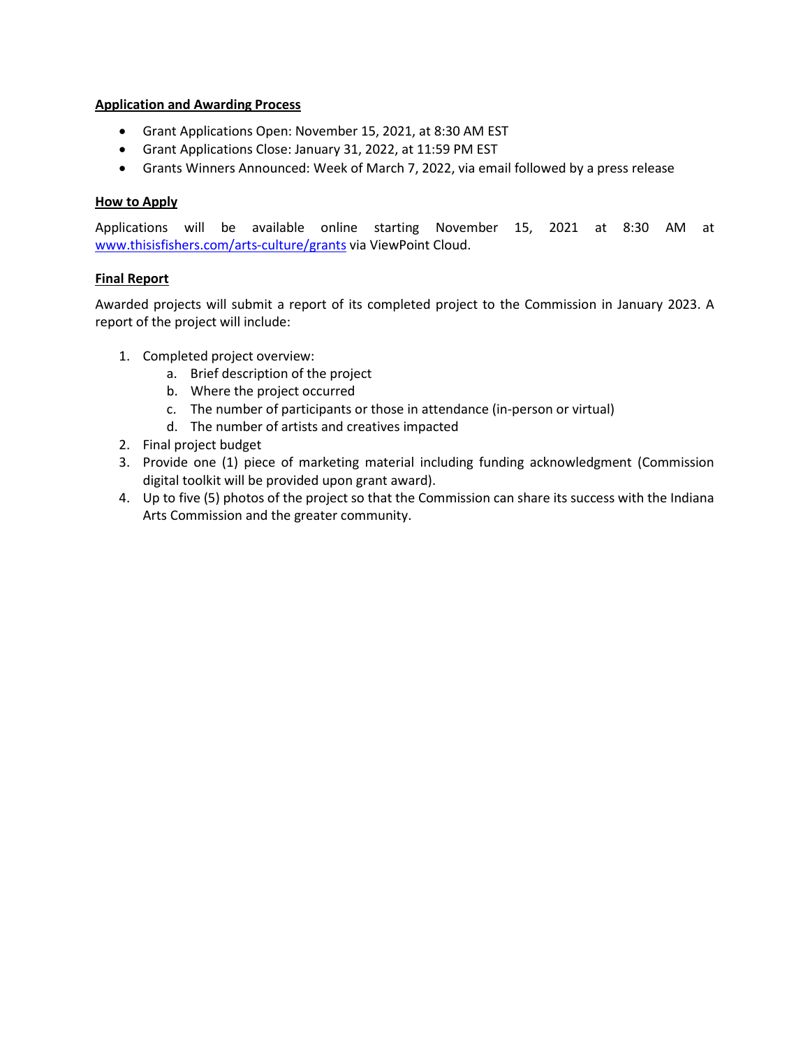## Application and Awarding Process

- Grant Applications Open: November 15, 2021, at 8:30 AM EST
- Grant Applications Close: January 31, 2022, at 11:59 PM EST
- Grants Winners Announced: Week of March 7, 2022, via email followed by a press release

## How to Apply

Applications will be available online starting November 15, 2021 at 8:30 AM at www.thisisfishers.com/arts-culture/grants via ViewPoint Cloud.

## Final Report

Awarded projects will submit a report of its completed project to the Commission in January 2023. A report of the project will include:

1. Completed project overview:
   a. Brief description of the project
   b. Where the project occurred
   c. The number of participants or those in attendance (in-person or virtual)
   d. The number of artists and creatives impacted
2. Final project budget
3. Provide one (1) piece of marketing material including funding acknowledgment (Commission digital toolkit will be provided upon grant award).
4. Up to five (5) photos of the project so that the Commission can share its success with the Indiana Arts Commission and the greater community.